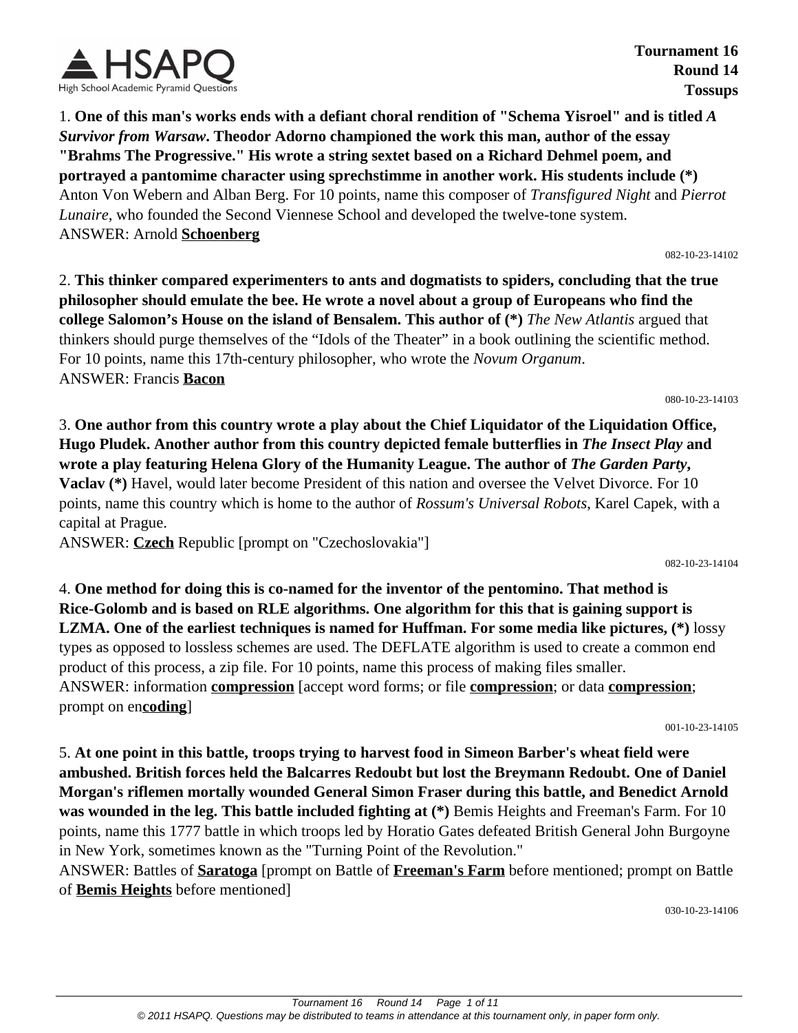**Tournament 16**
**Round 14**
**Tossups**

1. **One of this man's works ends with a defiant choral rendition of "Schema Yisroel" and is titled *A Survivor from Warsaw*. Theodor Adorno championed the work this man, author of the essay "Brahms The Progressive." His wrote a string sextet based on a Richard Dehmel poem, and portrayed a pantomime character using sprechstimme in another work. His students include (*)** Anton Von Webern and Alban Berg. For 10 points, name this composer of *Transfigured Night* and *Pierrot Lunaire*, who founded the Second Viennese School and developed the twelve-tone system.
ANSWER: Arnold **Schoenberg**

082-10-23-14102

2. **This thinker compared experimenters to ants and dogmatists to spiders, concluding that the true philosopher should emulate the bee. He wrote a novel about a group of Europeans who find the college Salomon's House on the island of Bensalem. This author of (*)** *The New Atlantis* argued that thinkers should purge themselves of the "Idols of the Theater" in a book outlining the scientific method. For 10 points, name this 17th-century philosopher, who wrote the *Novum Organum*.
ANSWER: Francis **Bacon**

080-10-23-14103

3. **One author from this country wrote a play about the Chief Liquidator of the Liquidation Office, Hugo Pludek. Another author from this country depicted female butterflies in *The Insect Play* and wrote a play featuring Helena Glory of the Humanity League. The author of *The Garden Party*, Vaclav (*)** Havel, would later become President of this nation and oversee the Velvet Divorce. For 10 points, name this country which is home to the author of *Rossum's Universal Robots*, Karel Capek, with a capital at Prague.
ANSWER: **Czech** Republic [prompt on "Czechoslovakia"]

082-10-23-14104

4. **One method for doing this is co-named for the inventor of the pentomino. That method is Rice-Golomb and is based on RLE algorithms. One algorithm for this that is gaining support is LZMA. One of the earliest techniques is named for Huffman. For some media like pictures, (*)** lossy types as opposed to lossless schemes are used. The DEFLATE algorithm is used to create a common end product of this process, a zip file. For 10 points, name this process of making files smaller.
ANSWER: information **compression** [accept word forms; or file **compression**; or data **compression**; prompt on en**coding**]

001-10-23-14105

5. **At one point in this battle, troops trying to harvest food in Simeon Barber's wheat field were ambushed. British forces held the Balcarres Redoubt but lost the Breymann Redoubt. One of Daniel Morgan's riflemen mortally wounded General Simon Fraser during this battle, and Benedict Arnold was wounded in the leg. This battle included fighting at (*)** Bemis Heights and Freeman's Farm. For 10 points, name this 1777 battle in which troops led by Horatio Gates defeated British General John Burgoyne in New York, sometimes known as the "Turning Point of the Revolution."
ANSWER: Battles of **Saratoga** [prompt on Battle of **Freeman's Farm** before mentioned; prompt on Battle of **Bemis Heights** before mentioned]

030-10-23-14106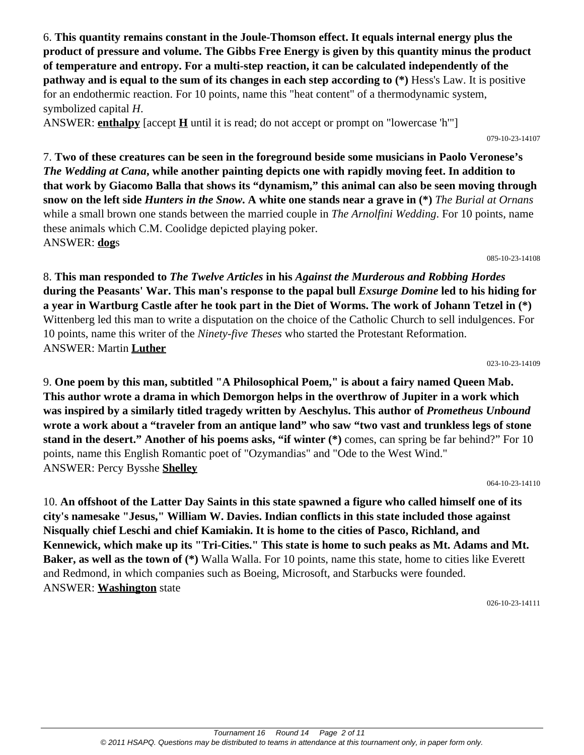6. **This quantity remains constant in the Joule-Thomson effect. It equals internal energy plus the product of pressure and volume. The Gibbs Free Energy is given by this quantity minus the product of temperature and entropy. For a multi-step reaction, it can be calculated independently of the pathway and is equal to the sum of its changes in each step according to (*)** Hess's Law. It is positive for an endothermic reaction. For 10 points, name this "heat content" of a thermodynamic system, symbolized capital *H*.
ANSWER: **enthalpy** [accept **H** until it is read; do not accept or prompt on "lowercase 'h'"]

079-10-23-14107

7. **Two of these creatures can be seen in the foreground beside some musicians in Paolo Veronese's *The Wedding at Cana*, while another painting depicts one with rapidly moving feet. In addition to that work by Giacomo Balla that shows its "dynamism," this animal can also be seen moving through snow on the left side *Hunters in the Snow*. A white one stands near a grave in (*)** *The Burial at Ornans* while a small brown one stands between the married couple in *The Arnolfini Wedding*. For 10 points, name these animals which C.M. Coolidge depicted playing poker.
ANSWER: **dog**s

085-10-23-14108

8. **This man responded to *The Twelve Articles* in his *Against the Murderous and Robbing Hordes* during the Peasants' War. This man's response to the papal bull *Exsurge Domine* led to his hiding for a year in Wartburg Castle after he took part in the Diet of Worms. The work of Johann Tetzel in (*)** Wittenberg led this man to write a disputation on the choice of the Catholic Church to sell indulgences. For 10 points, name this writer of the *Ninety-five Theses* who started the Protestant Reformation.
ANSWER: Martin **Luther**

023-10-23-14109

9. **One poem by this man, subtitled "A Philosophical Poem," is about a fairy named Queen Mab. This author wrote a drama in which Demorgon helps in the overthrow of Jupiter in a work which was inspired by a similarly titled tragedy written by Aeschylus. This author of *Prometheus Unbound* wrote a work about a "traveler from an antique land" who saw "two vast and trunkless legs of stone stand in the desert." Another of his poems asks, "if winter (*)** comes, can spring be far behind?" For 10 points, name this English Romantic poet of "Ozymandias" and "Ode to the West Wind."
ANSWER: Percy Bysshe **Shelley**

064-10-23-14110

10. **An offshoot of the Latter Day Saints in this state spawned a figure who called himself one of its city's namesake "Jesus," William W. Davies. Indian conflicts in this state included those against Nisqually chief Leschi and chief Kamiakin. It is home to the cities of Pasco, Richland, and Kennewick, which make up its "Tri-Cities." This state is home to such peaks as Mt. Adams and Mt. Baker, as well as the town of (*)** Walla Walla. For 10 points, name this state, home to cities like Everett and Redmond, in which companies such as Boeing, Microsoft, and Starbucks were founded.
ANSWER: **Washington** state

026-10-23-14111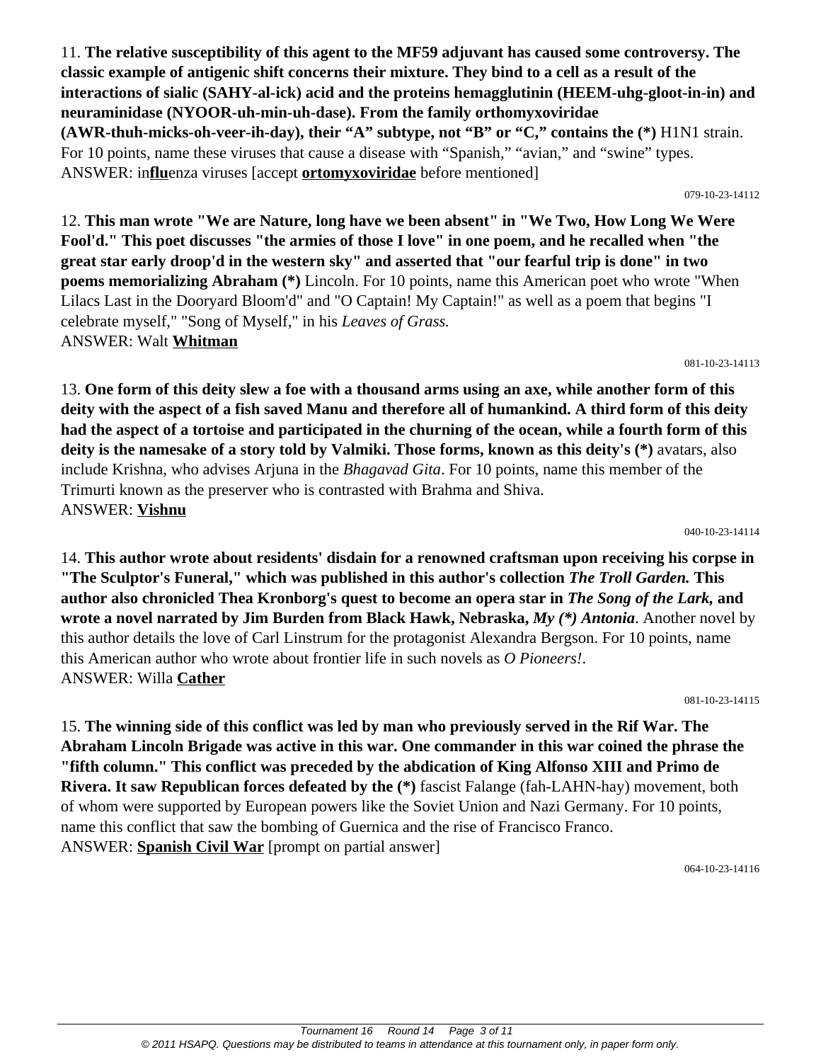11. **The relative susceptibility of this agent to the MF59 adjuvant has caused some controversy. The classic example of antigenic shift concerns their mixture. They bind to a cell as a result of the interactions of sialic (SAHY-al-ick) acid and the proteins hemagglutinin (HEEM-uhg-gloot-in-in) and neuraminidase (NYOOR-uh-min-uh-dase). From the family orthomyxoviridae (AWR-thuh-micks-oh-veer-ih-day), their "A" subtype, not "B" or "C," contains the (*)** H1N1 strain. For 10 points, name these viruses that cause a disease with "Spanish," "avian," and "swine" types.
ANSWER: in**flu**enza viruses [accept **ortomyxoviridae** before mentioned]

079-10-23-14112

12. **This man wrote "We are Nature, long have we been absent" in "We Two, How Long We Were Fool'd." This poet discusses "the armies of those I love" in one poem, and he recalled when "the great star early droop'd in the western sky" and asserted that "our fearful trip is done" in two poems memorializing Abraham (*)** Lincoln. For 10 points, name this American poet who wrote "When Lilacs Last in the Dooryard Bloom'd" and "O Captain! My Captain!" as well as a poem that begins "I celebrate myself," "Song of Myself," in his *Leaves of Grass.*
ANSWER: Walt **Whitman**

081-10-23-14113

13. **One form of this deity slew a foe with a thousand arms using an axe, while another form of this deity with the aspect of a fish saved Manu and therefore all of humankind. A third form of this deity had the aspect of a tortoise and participated in the churning of the ocean, while a fourth form of this deity is the namesake of a story told by Valmiki. Those forms, known as this deity's (*)** avatars, also include Krishna, who advises Arjuna in the *Bhagavad Gita*. For 10 points, name this member of the Trimurti known as the preserver who is contrasted with Brahma and Shiva.
ANSWER: **Vishnu**

040-10-23-14114

14. **This author wrote about residents' disdain for a renowned craftsman upon receiving his corpse in "The Sculptor's Funeral," which was published in this author's collection *The Troll Garden.* This author also chronicled Thea Kronborg's quest to become an opera star in *The Song of the Lark,* and wrote a novel narrated by Jim Burden from Black Hawk, Nebraska, *My (*) Antonia*.** Another novel by this author details the love of Carl Linstrum for the protagonist Alexandra Bergson. For 10 points, name this American author who wrote about frontier life in such novels as *O Pioneers!*.
ANSWER: Willa **Cather**

081-10-23-14115

15. **The winning side of this conflict was led by man who previously served in the Rif War. The Abraham Lincoln Brigade was active in this war. One commander in this war coined the phrase the "fifth column." This conflict was preceded by the abdication of King Alfonso XIII and Primo de Rivera. It saw Republican forces defeated by the (*)** fascist Falange (fah-LAHN-hay) movement, both of whom were supported by European powers like the Soviet Union and Nazi Germany. For 10 points, name this conflict that saw the bombing of Guernica and the rise of Francisco Franco.
ANSWER: **Spanish Civil War** [prompt on partial answer]

064-10-23-14116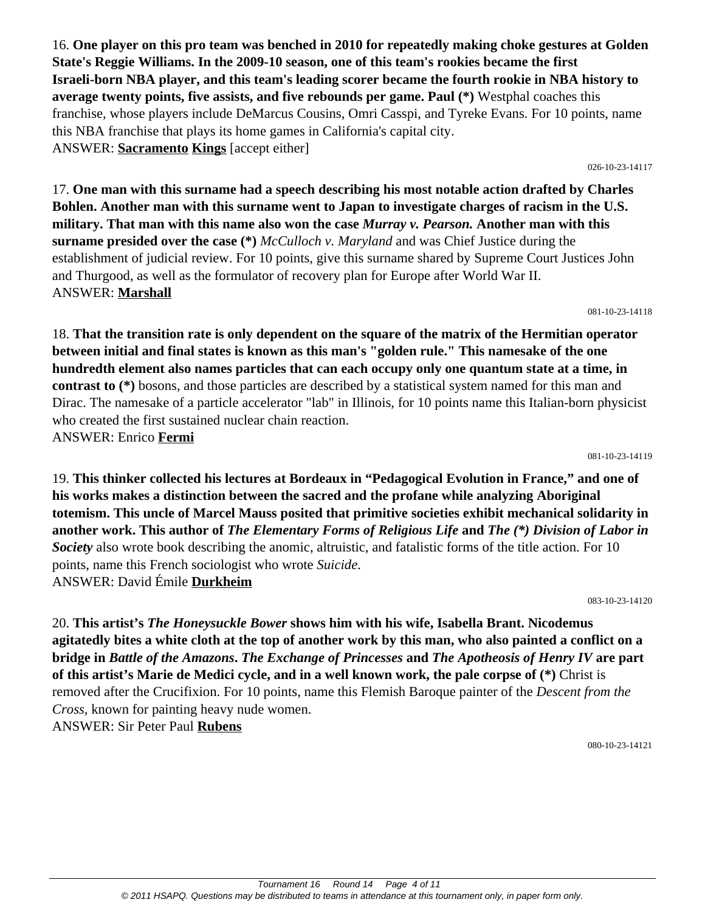16. **One player on this pro team was benched in 2010 for repeatedly making choke gestures at Golden State's Reggie Williams. In the 2009-10 season, one of this team's rookies became the first Israeli-born NBA player, and this team's leading scorer became the fourth rookie in NBA history to average twenty points, five assists, and five rebounds per game. Paul (*)** Westphal coaches this franchise, whose players include DeMarcus Cousins, Omri Casspi, and Tyreke Evans. For 10 points, name this NBA franchise that plays its home games in California's capital city.
ANSWER: **Sacramento Kings** [accept either]

026-10-23-14117

17. **One man with this surname had a speech describing his most notable action drafted by Charles Bohlen. Another man with this surname went to Japan to investigate charges of racism in the U.S. military. That man with this name also won the case *Murray v. Pearson.* Another man with this surname presided over the case (*)** *McCulloch v. Maryland* and was Chief Justice during the establishment of judicial review. For 10 points, give this surname shared by Supreme Court Justices John and Thurgood, as well as the formulator of recovery plan for Europe after World War II.
ANSWER: **Marshall**

081-10-23-14118

18. **That the transition rate is only dependent on the square of the matrix of the Hermitian operator between initial and final states is known as this man's "golden rule." This namesake of the one hundredth element also names particles that can each occupy only one quantum state at a time, in contrast to (*)** bosons, and those particles are described by a statistical system named for this man and Dirac. The namesake of a particle accelerator "lab" in Illinois, for 10 points name this Italian-born physicist who created the first sustained nuclear chain reaction.
ANSWER: Enrico **Fermi**

081-10-23-14119

19. **This thinker collected his lectures at Bordeaux in "Pedagogical Evolution in France," and one of his works makes a distinction between the sacred and the profane while analyzing Aboriginal totemism. This uncle of Marcel Mauss posited that primitive societies exhibit mechanical solidarity in another work. This author of *The Elementary Forms of Religious Life* and *The (*) Division of Labor in Society*** also wrote book describing the anomic, altruistic, and fatalistic forms of the title action. For 10 points, name this French sociologist who wrote *Suicide*.
ANSWER: David Émile **Durkheim**

083-10-23-14120

20. **This artist's *The Honeysuckle Bower* shows him with his wife, Isabella Brant. Nicodemus agitatedly bites a white cloth at the top of another work by this man, who also painted a conflict on a bridge in *Battle of the Amazons*. *The Exchange of Princesses* and *The Apotheosis of Henry IV* are part of this artist's Marie de Medici cycle, and in a well known work, the pale corpse of (*)** Christ is removed after the Crucifixion. For 10 points, name this Flemish Baroque painter of the *Descent from the Cross*, known for painting heavy nude women.
ANSWER: Sir Peter Paul **Rubens**

080-10-23-14121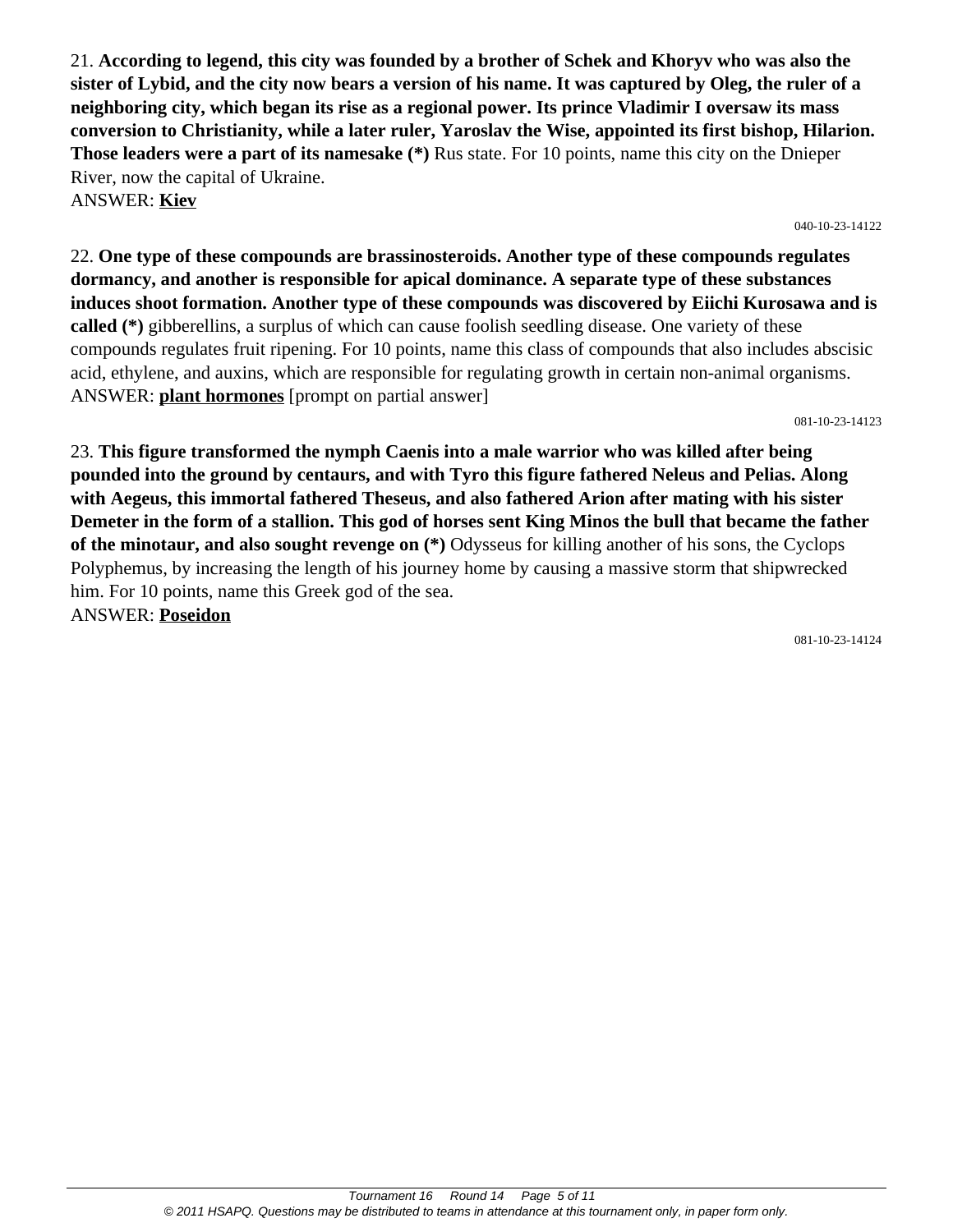21. **According to legend, this city was founded by a brother of Schek and Khoryv who was also the sister of Lybid, and the city now bears a version of his name. It was captured by Oleg, the ruler of a neighboring city, which began its rise as a regional power. Its prince Vladimir I oversaw its mass conversion to Christianity, while a later ruler, Yaroslav the Wise, appointed its first bishop, Hilarion. Those leaders were a part of its namesake (*)** Rus state. For 10 points, name this city on the Dnieper River, now the capital of Ukraine.
ANSWER: **Kiev**

040-10-23-14122

22. **One type of these compounds are brassinosteroids. Another type of these compounds regulates dormancy, and another is responsible for apical dominance. A separate type of these substances induces shoot formation. Another type of these compounds was discovered by Eiichi Kurosawa and is called (*)** gibberellins, a surplus of which can cause foolish seedling disease. One variety of these compounds regulates fruit ripening. For 10 points, name this class of compounds that also includes abscisic acid, ethylene, and auxins, which are responsible for regulating growth in certain non-animal organisms.
ANSWER: **plant hormones** [prompt on partial answer]

081-10-23-14123

23. **This figure transformed the nymph Caenis into a male warrior who was killed after being pounded into the ground by centaurs, and with Tyro this figure fathered Neleus and Pelias. Along with Aegeus, this immortal fathered Theseus, and also fathered Arion after mating with his sister Demeter in the form of a stallion. This god of horses sent King Minos the bull that became the father of the minotaur, and also sought revenge on (*)** Odysseus for killing another of his sons, the Cyclops Polyphemus, by increasing the length of his journey home by causing a massive storm that shipwrecked him. For 10 points, name this Greek god of the sea.
ANSWER: **Poseidon**

081-10-23-14124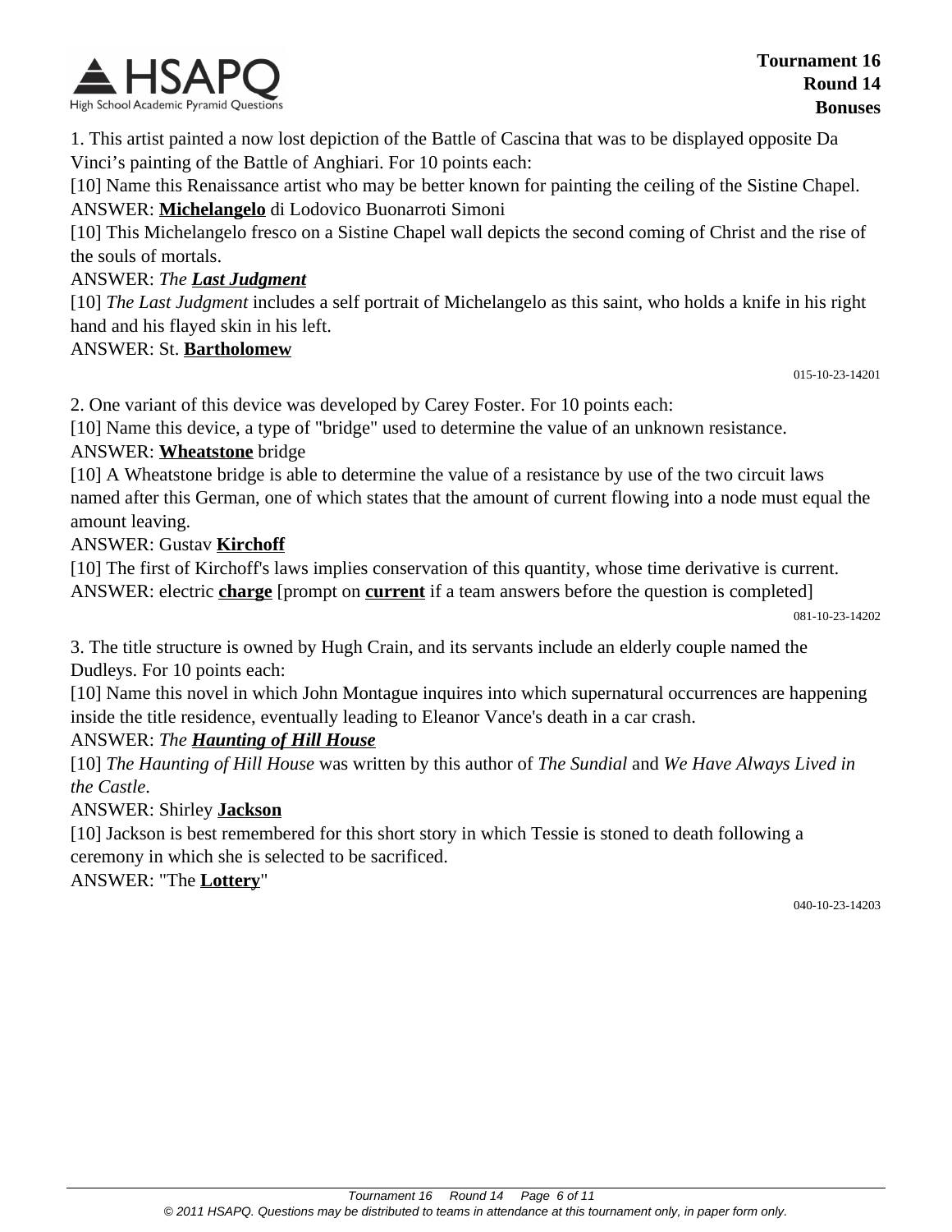1. This artist painted a now lost depiction of the Battle of Cascina that was to be displayed opposite Da Vinci's painting of the Battle of Anghiari. For 10 points each:

[10] Name this Renaissance artist who may be better known for painting the ceiling of the Sistine Chapel.

ANSWER: **Michelangelo** di Lodovico Buonarroti Simoni

[10] This Michelangelo fresco on a Sistine Chapel wall depicts the second coming of Christ and the rise of the souls of mortals.

ANSWER: *The **Last Judgment***

[10] *The Last Judgment* includes a self portrait of Michelangelo as this saint, who holds a knife in his right hand and his flayed skin in his left.

ANSWER: St. **Bartholomew**

015-10-23-14201

2. One variant of this device was developed by Carey Foster. For 10 points each:

[10] Name this device, a type of "bridge" used to determine the value of an unknown resistance.

ANSWER: **Wheatstone** bridge

[10] A Wheatstone bridge is able to determine the value of a resistance by use of the two circuit laws named after this German, one of which states that the amount of current flowing into a node must equal the amount leaving.

ANSWER: Gustav **Kirchoff**

[10] The first of Kirchoff's laws implies conservation of this quantity, whose time derivative is current.

ANSWER: electric **charge** [prompt on **current** if a team answers before the question is completed]

081-10-23-14202

3. The title structure is owned by Hugh Crain, and its servants include an elderly couple named the Dudleys. For 10 points each:

[10] Name this novel in which John Montague inquires into which supernatural occurrences are happening inside the title residence, eventually leading to Eleanor Vance's death in a car crash.

ANSWER: *The **Haunting of Hill House***

[10] *The Haunting of Hill House* was written by this author of *The Sundial* and *We Have Always Lived in the Castle*.

ANSWER: Shirley **Jackson**

[10] Jackson is best remembered for this short story in which Tessie is stoned to death following a ceremony in which she is selected to be sacrificed.

ANSWER: "The **Lottery**"

040-10-23-14203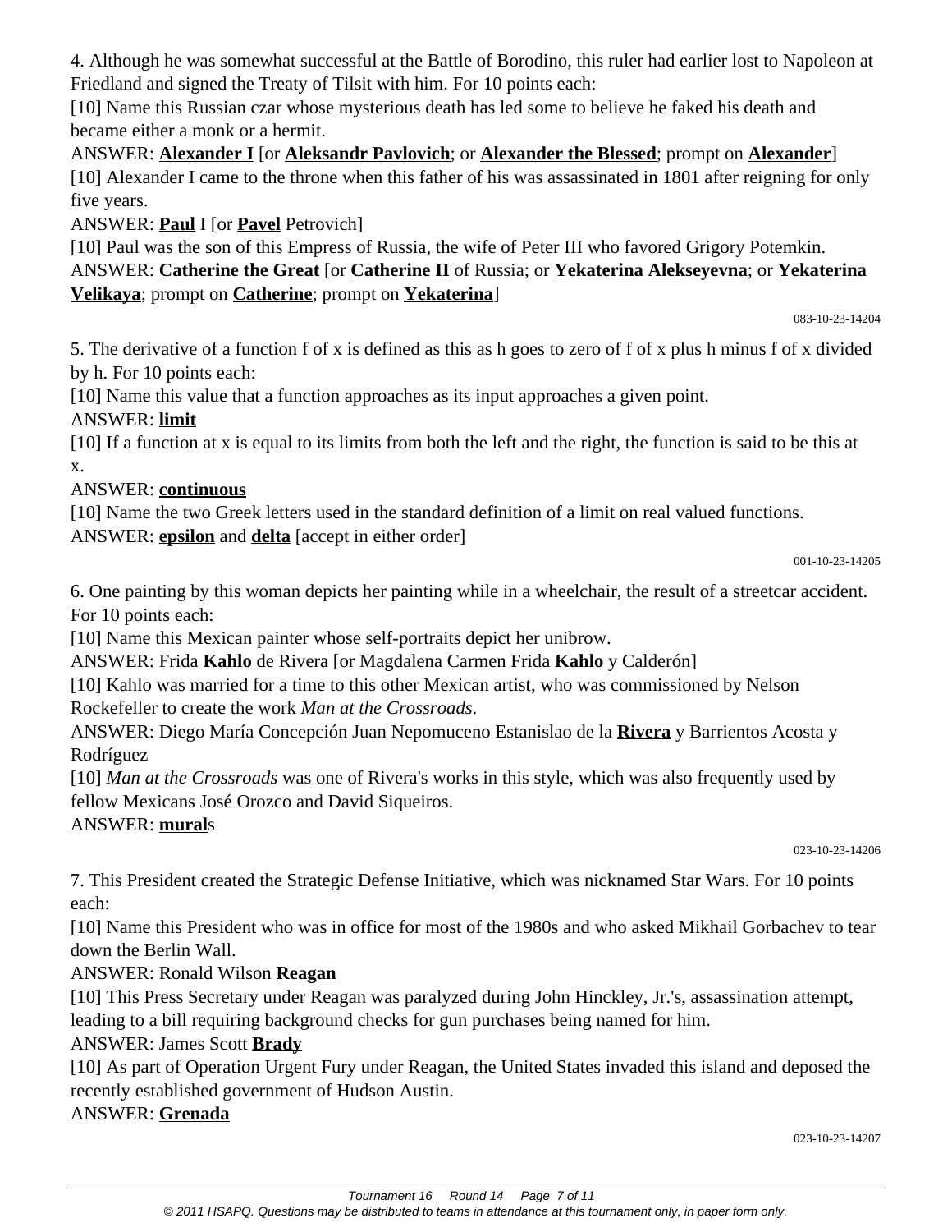4. Although he was somewhat successful at the Battle of Borodino, this ruler had earlier lost to Napoleon at Friedland and signed the Treaty of Tilsit with him. For 10 points each:

[10] Name this Russian czar whose mysterious death has led some to believe he faked his death and became either a monk or a hermit.

ANSWER: **Alexander I** [or **Aleksandr Pavlovich**; or **Alexander the Blessed**; prompt on **Alexander**]

[10] Alexander I came to the throne when this father of his was assassinated in 1801 after reigning for only five years.

ANSWER: **Paul** I [or **Pavel** Petrovich]

[10] Paul was the son of this Empress of Russia, the wife of Peter III who favored Grigory Potemkin.

ANSWER: **Catherine the Great** [or **Catherine II** of Russia; or **Yekaterina Alekseyevna**; or **Yekaterina Velikaya**; prompt on **Catherine**; prompt on **Yekaterina**]

083-10-23-14204

5. The derivative of a function f of x is defined as this as h goes to zero of f of x plus h minus f of x divided by h. For 10 points each:

[10] Name this value that a function approaches as its input approaches a given point.

ANSWER: **limit**

[10] If a function at x is equal to its limits from both the left and the right, the function is said to be this at x.

ANSWER: **continuous**

[10] Name the two Greek letters used in the standard definition of a limit on real valued functions.

ANSWER: **epsilon** and **delta** [accept in either order]

001-10-23-14205

6. One painting by this woman depicts her painting while in a wheelchair, the result of a streetcar accident. For 10 points each:

[10] Name this Mexican painter whose self-portraits depict her unibrow.

ANSWER: Frida **Kahlo** de Rivera [or Magdalena Carmen Frida **Kahlo** y Calderón]

[10] Kahlo was married for a time to this other Mexican artist, who was commissioned by Nelson Rockefeller to create the work *Man at the Crossroads.*

ANSWER: Diego María Concepción Juan Nepomuceno Estanislao de la **Rivera** y Barrientos Acosta y Rodríguez

[10] *Man at the Crossroads* was one of Rivera's works in this style, which was also frequently used by fellow Mexicans José Orozco and David Siqueiros.

ANSWER: **mural**s

023-10-23-14206

7. This President created the Strategic Defense Initiative, which was nicknamed Star Wars. For 10 points each:

[10] Name this President who was in office for most of the 1980s and who asked Mikhail Gorbachev to tear down the Berlin Wall.

ANSWER: Ronald Wilson **Reagan**

[10] This Press Secretary under Reagan was paralyzed during John Hinckley, Jr.'s, assassination attempt, leading to a bill requiring background checks for gun purchases being named for him.

ANSWER: James Scott **Brady**

[10] As part of Operation Urgent Fury under Reagan, the United States invaded this island and deposed the recently established government of Hudson Austin.

ANSWER: **Grenada**

023-10-23-14207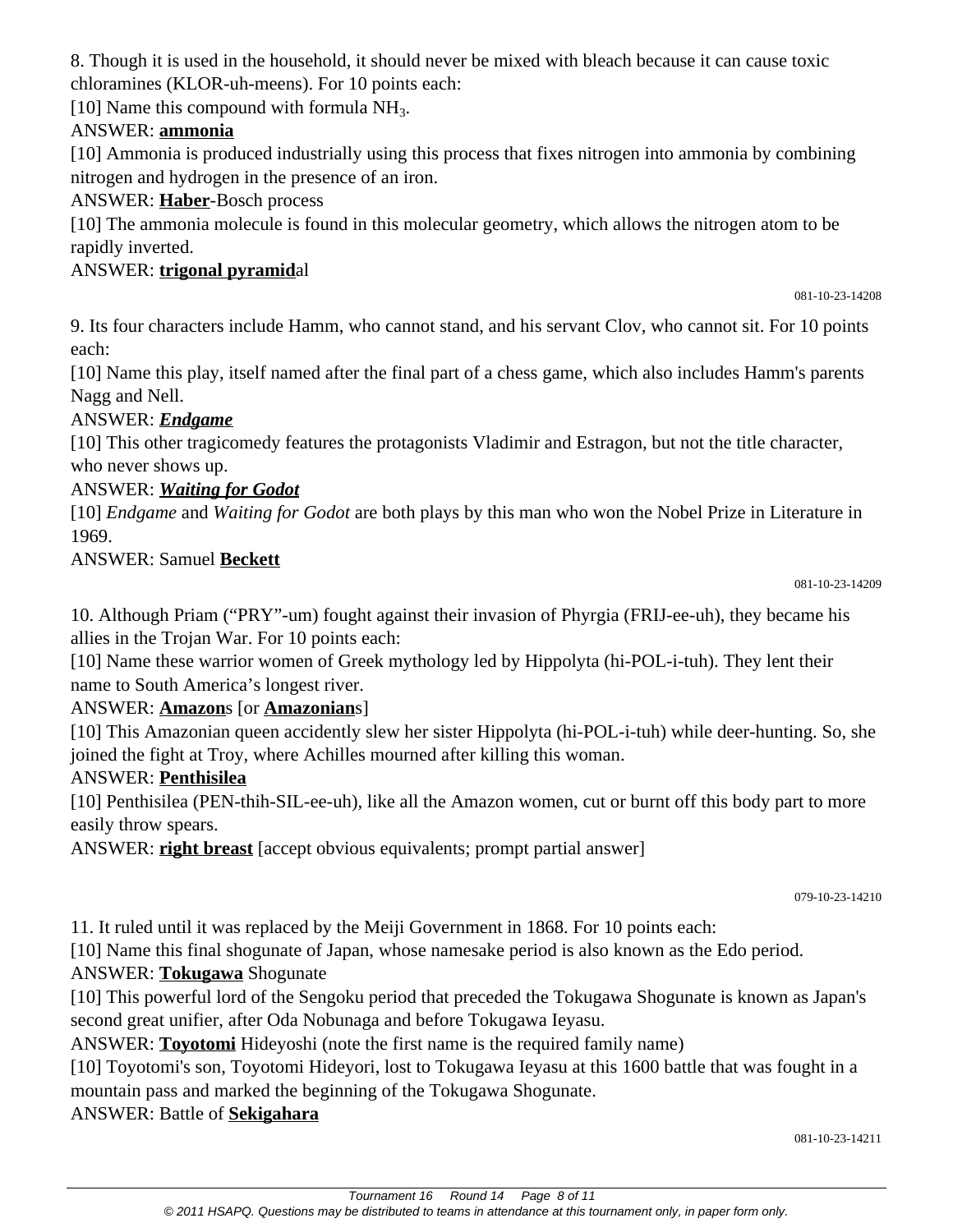8. Though it is used in the household, it should never be mixed with bleach because it can cause toxic chloramines (KLOR-uh-meens). For 10 points each:

[10] Name this compound with formula $NH_3$.

ANSWER: **ammonia**

[10] Ammonia is produced industrially using this process that fixes nitrogen into ammonia by combining nitrogen and hydrogen in the presence of an iron.

ANSWER: **Haber**-Bosch process

[10] The ammonia molecule is found in this molecular geometry, which allows the nitrogen atom to be rapidly inverted.

ANSWER: **trigonal pyramid**al

081-10-23-14208

9. Its four characters include Hamm, who cannot stand, and his servant Clov, who cannot sit. For 10 points each:

[10] Name this play, itself named after the final part of a chess game, which also includes Hamm's parents Nagg and Nell.

ANSWER: ***Endgame***

[10] This other tragicomedy features the protagonists Vladimir and Estragon, but not the title character, who never shows up.

ANSWER: ***Waiting for Godot***

[10] *Endgame* and *Waiting for Godot* are both plays by this man who won the Nobel Prize in Literature in 1969.

ANSWER: Samuel **Beckett**

081-10-23-14209

10. Although Priam ("PRY"-um) fought against their invasion of Phyrgia (FRIJ-ee-uh), they became his allies in the Trojan War. For 10 points each:

[10] Name these warrior women of Greek mythology led by Hippolyta (hi-POL-i-tuh). They lent their name to South America's longest river.

ANSWER: **Amazon**s [or **Amazonian**s]

[10] This Amazonian queen accidently slew her sister Hippolyta (hi-POL-i-tuh) while deer-hunting. So, she joined the fight at Troy, where Achilles mourned after killing this woman.

ANSWER: **Penthisilea**

[10] Penthisilea (PEN-thih-SIL-ee-uh), like all the Amazon women, cut or burnt off this body part to more easily throw spears.

ANSWER: **right breast** [accept obvious equivalents; prompt partial answer]

079-10-23-14210

11. It ruled until it was replaced by the Meiji Government in 1868. For 10 points each:

[10] Name this final shogunate of Japan, whose namesake period is also known as the Edo period.

ANSWER: **Tokugawa** Shogunate

[10] This powerful lord of the Sengoku period that preceded the Tokugawa Shogunate is known as Japan's second great unifier, after Oda Nobunaga and before Tokugawa Ieyasu.

ANSWER: **Toyotomi** Hideyoshi (note the first name is the required family name)

[10] Toyotomi's son, Toyotomi Hideyori, lost to Tokugawa Ieyasu at this 1600 battle that was fought in a mountain pass and marked the beginning of the Tokugawa Shogunate.

ANSWER: Battle of **Sekigahara**

081-10-23-14211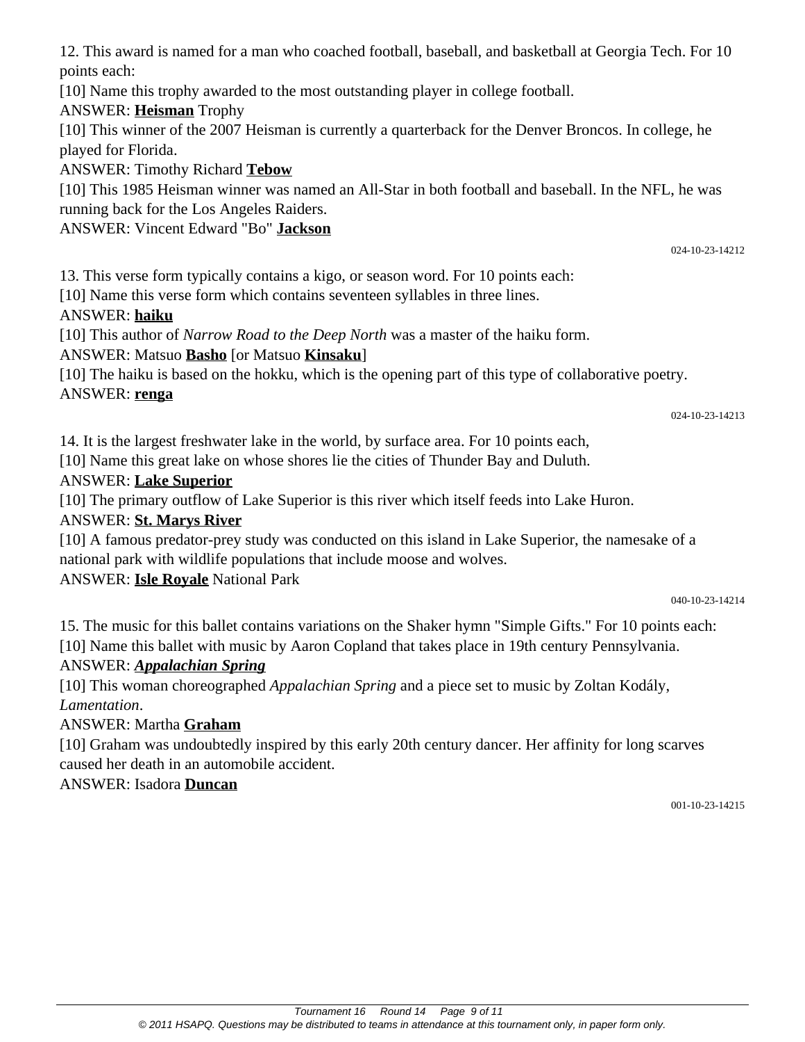12. This award is named for a man who coached football, baseball, and basketball at Georgia Tech. For 10 points each:

[10] Name this trophy awarded to the most outstanding player in college football.

ANSWER: **Heisman** Trophy

[10] This winner of the 2007 Heisman is currently a quarterback for the Denver Broncos. In college, he played for Florida.

ANSWER: Timothy Richard **Tebow**

[10] This 1985 Heisman winner was named an All-Star in both football and baseball. In the NFL, he was running back for the Los Angeles Raiders.

ANSWER: Vincent Edward "Bo" **Jackson**

024-10-23-14212

13. This verse form typically contains a kigo, or season word. For 10 points each:

[10] Name this verse form which contains seventeen syllables in three lines.

ANSWER: **haiku**

[10] This author of *Narrow Road to the Deep North* was a master of the haiku form.

ANSWER: Matsuo **Basho** [or Matsuo **Kinsaku**]

[10] The haiku is based on the hokku, which is the opening part of this type of collaborative poetry.

ANSWER: **renga**

024-10-23-14213

14. It is the largest freshwater lake in the world, by surface area. For 10 points each,

[10] Name this great lake on whose shores lie the cities of Thunder Bay and Duluth.

ANSWER: **Lake Superior**

[10] The primary outflow of Lake Superior is this river which itself feeds into Lake Huron.

ANSWER: **St. Marys River**

[10] A famous predator-prey study was conducted on this island in Lake Superior, the namesake of a national park with wildlife populations that include moose and wolves.

ANSWER: **Isle Royale** National Park

040-10-23-14214

15. The music for this ballet contains variations on the Shaker hymn "Simple Gifts." For 10 points each:

[10] Name this ballet with music by Aaron Copland that takes place in 19th century Pennsylvania.

ANSWER: ***Appalachian Spring***

[10] This woman choreographed *Appalachian Spring* and a piece set to music by Zoltan Kodály, *Lamentation*.

ANSWER: Martha **Graham**

[10] Graham was undoubtedly inspired by this early 20th century dancer. Her affinity for long scarves caused her death in an automobile accident.

ANSWER: Isadora **Duncan**

001-10-23-14215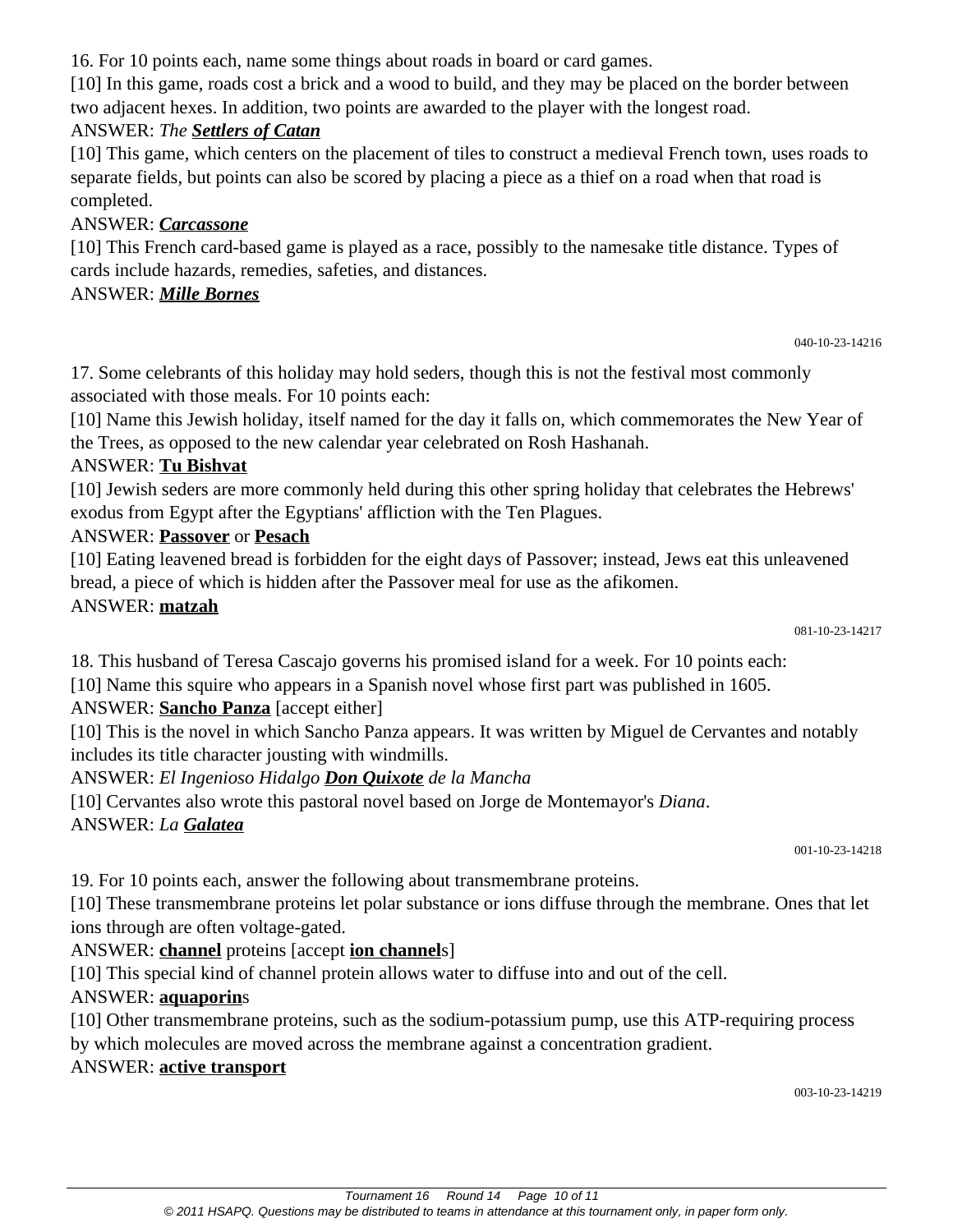16. For 10 points each, name some things about roads in board or card games.

[10] In this game, roads cost a brick and a wood to build, and they may be placed on the border between two adjacent hexes. In addition, two points are awarded to the player with the longest road.

ANSWER: *The* ***Settlers of Catan***

[10] This game, which centers on the placement of tiles to construct a medieval French town, uses roads to separate fields, but points can also be scored by placing a piece as a thief on a road when that road is completed.

ANSWER: ***Carcassone***

[10] This French card-based game is played as a race, possibly to the namesake title distance. Types of cards include hazards, remedies, safeties, and distances.

ANSWER: ***Mille Bornes***

040-10-23-14216

17. Some celebrants of this holiday may hold seders, though this is not the festival most commonly associated with those meals. For 10 points each:

[10] Name this Jewish holiday, itself named for the day it falls on, which commemorates the New Year of the Trees, as opposed to the new calendar year celebrated on Rosh Hashanah.

ANSWER: **Tu Bishvat**

[10] Jewish seders are more commonly held during this other spring holiday that celebrates the Hebrews' exodus from Egypt after the Egyptians' affliction with the Ten Plagues.

ANSWER: **Passover** or **Pesach**

[10] Eating leavened bread is forbidden for the eight days of Passover; instead, Jews eat this unleavened bread, a piece of which is hidden after the Passover meal for use as the afikomen.

ANSWER: **matzah**

081-10-23-14217

18. This husband of Teresa Cascajo governs his promised island for a week. For 10 points each:

[10] Name this squire who appears in a Spanish novel whose first part was published in 1605.

ANSWER: **Sancho Panza** [accept either]

[10] This is the novel in which Sancho Panza appears. It was written by Miguel de Cervantes and notably includes its title character jousting with windmills.

ANSWER: *El Ingenioso Hidalgo* ***Don Quixote*** *de la Mancha*

[10] Cervantes also wrote this pastoral novel based on Jorge de Montemayor's *Diana*.

ANSWER: *La* ***Galatea***

001-10-23-14218

19. For 10 points each, answer the following about transmembrane proteins.

[10] These transmembrane proteins let polar substance or ions diffuse through the membrane. Ones that let ions through are often voltage-gated.

ANSWER: **channel** proteins [accept **ion channel**s]

[10] This special kind of channel protein allows water to diffuse into and out of the cell.

ANSWER: **aquaporin**s

[10] Other transmembrane proteins, such as the sodium-potassium pump, use this ATP-requiring process by which molecules are moved across the membrane against a concentration gradient.

ANSWER: **active transport**

003-10-23-14219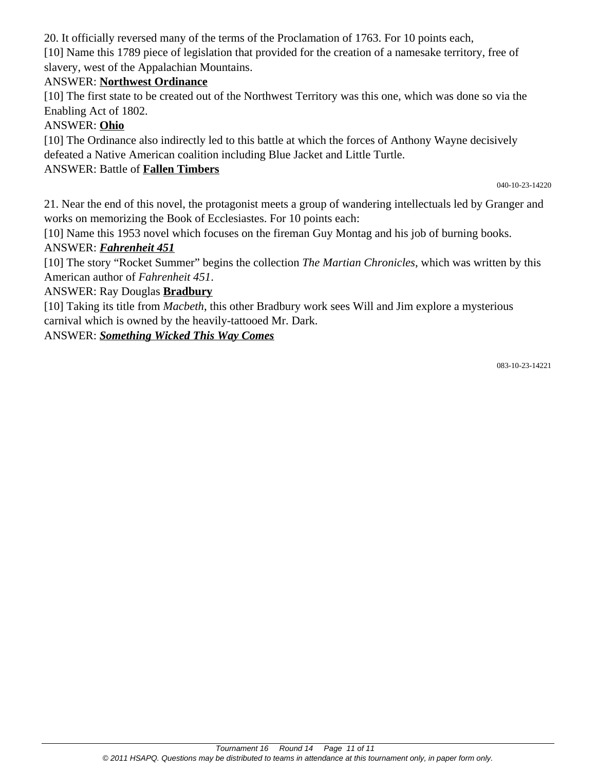20. It officially reversed many of the terms of the Proclamation of 1763. For 10 points each,

[10] Name this 1789 piece of legislation that provided for the creation of a namesake territory, free of slavery, west of the Appalachian Mountains.

ANSWER: **Northwest Ordinance**

[10] The first state to be created out of the Northwest Territory was this one, which was done so via the Enabling Act of 1802.

ANSWER: **Ohio**

[10] The Ordinance also indirectly led to this battle at which the forces of Anthony Wayne decisively defeated a Native American coalition including Blue Jacket and Little Turtle.

ANSWER: Battle of **Fallen Timbers**

040-10-23-14220

21. Near the end of this novel, the protagonist meets a group of wandering intellectuals led by Granger and works on memorizing the Book of Ecclesiastes. For 10 points each:

[10] Name this 1953 novel which focuses on the fireman Guy Montag and his job of burning books.

ANSWER: ***Fahrenheit 451***

[10] The story "Rocket Summer" begins the collection *The Martian Chronicles*, which was written by this American author of *Fahrenheit 451*.

ANSWER: Ray Douglas **Bradbury**

[10] Taking its title from *Macbeth*, this other Bradbury work sees Will and Jim explore a mysterious carnival which is owned by the heavily-tattooed Mr. Dark.

ANSWER: ***Something Wicked This Way Comes***

083-10-23-14221